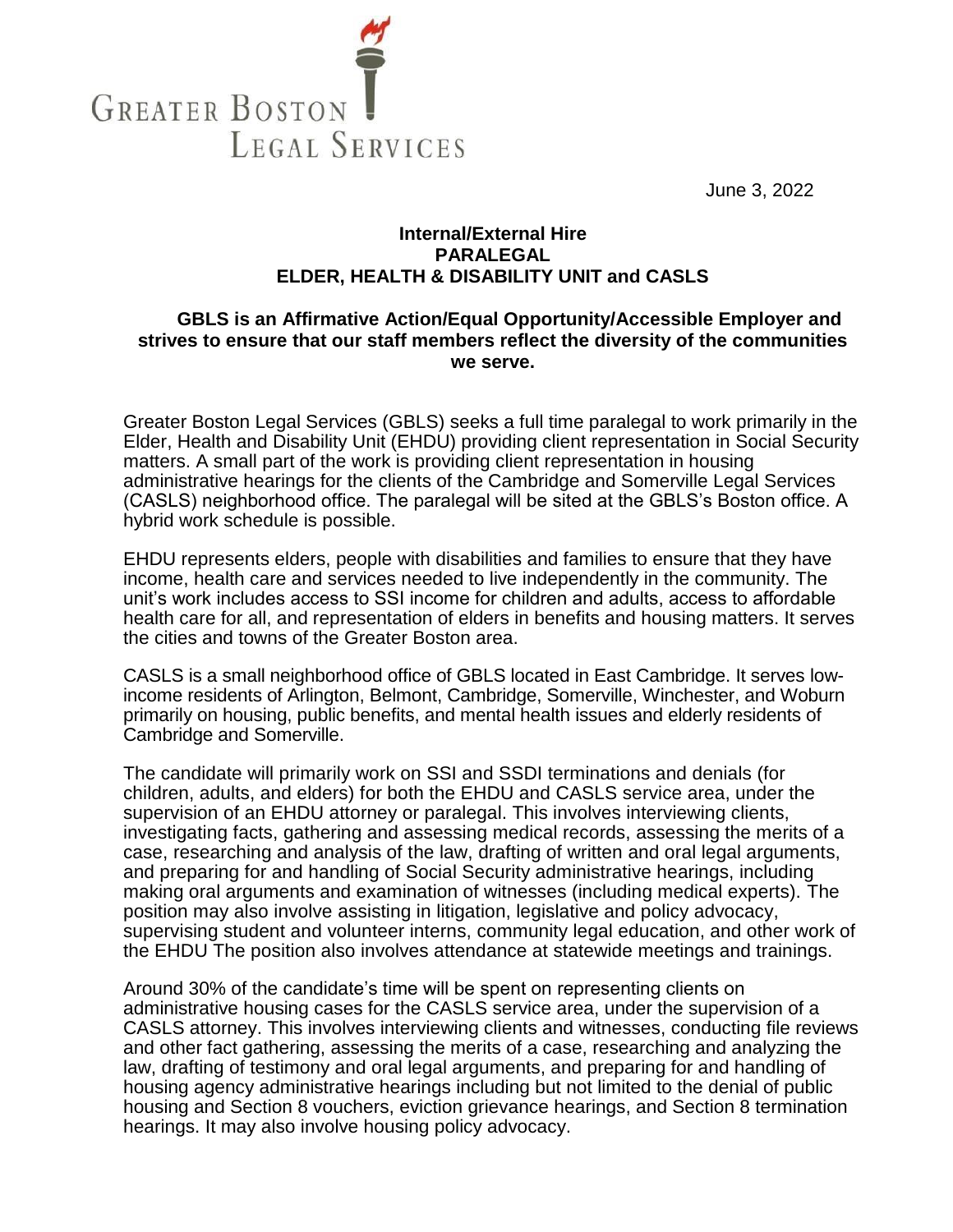GREATER BOSTON LEGAL SERVICES

June 3, 2022

**Internal/External Hire**
**PARALEGAL**
**ELDER, HEALTH & DISABILITY UNIT and CASLS**

**GBLS is an Affirmative Action/Equal Opportunity/Accessible Employer and strives to ensure that our staff members reflect the diversity of the communities we serve.**

Greater Boston Legal Services (GBLS) seeks a full time paralegal to work primarily in the Elder, Health and Disability Unit (EHDU) providing client representation in Social Security matters. A small part of the work is providing client representation in housing administrative hearings for the clients of the Cambridge and Somerville Legal Services (CASLS) neighborhood office. The paralegal will be sited at the GBLS's Boston office. A hybrid work schedule is possible.

EHDU represents elders, people with disabilities and families to ensure that they have income, health care and services needed to live independently in the community. The unit's work includes access to SSI income for children and adults, access to affordable health care for all, and representation of elders in benefits and housing matters. It serves the cities and towns of the Greater Boston area.

CASLS is a small neighborhood office of GBLS located in East Cambridge. It serves low-income residents of Arlington, Belmont, Cambridge, Somerville, Winchester, and Woburn primarily on housing, public benefits, and mental health issues and elderly residents of Cambridge and Somerville.

The candidate will primarily work on SSI and SSDI terminations and denials (for children, adults, and elders) for both the EHDU and CASLS service area, under the supervision of an EHDU attorney or paralegal. This involves interviewing clients, investigating facts, gathering and assessing medical records, assessing the merits of a case, researching and analysis of the law, drafting of written and oral legal arguments, and preparing for and handling of Social Security administrative hearings, including making oral arguments and examination of witnesses (including medical experts). The position may also involve assisting in litigation, legislative and policy advocacy, supervising student and volunteer interns, community legal education, and other work of the EHDU The position also involves attendance at statewide meetings and trainings.

Around 30% of the candidate's time will be spent on representing clients on administrative housing cases for the CASLS service area, under the supervision of a CASLS attorney. This involves interviewing clients and witnesses, conducting file reviews and other fact gathering, assessing the merits of a case, researching and analyzing the law, drafting of testimony and oral legal arguments, and preparing for and handling of housing agency administrative hearings including but not limited to the denial of public housing and Section 8 vouchers, eviction grievance hearings, and Section 8 termination hearings. It may also involve housing policy advocacy.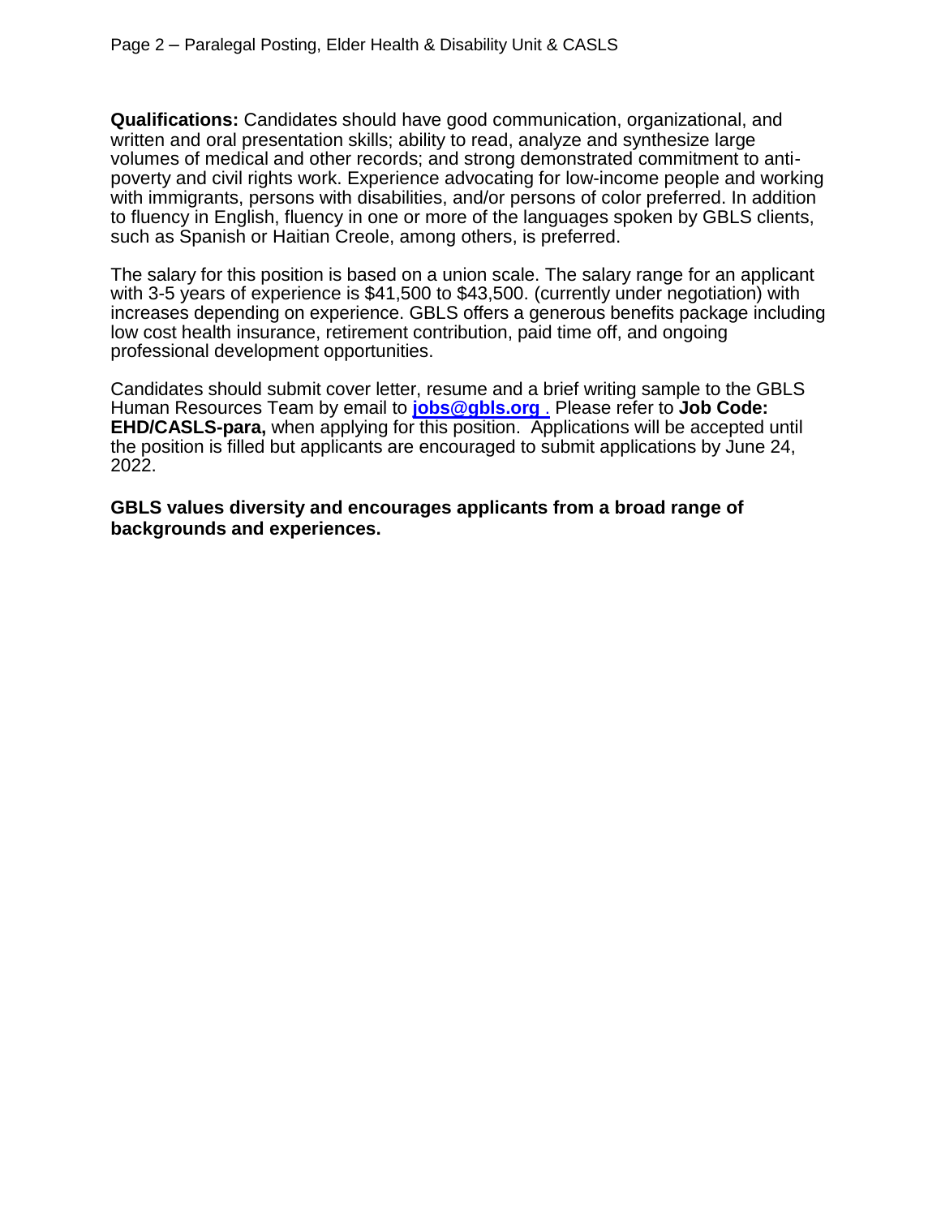**Qualifications:** Candidates should have good communication, organizational, and written and oral presentation skills; ability to read, analyze and synthesize large volumes of medical and other records; and strong demonstrated commitment to anti-poverty and civil rights work. Experience advocating for low-income people and working with immigrants, persons with disabilities, and/or persons of color preferred. In addition to fluency in English, fluency in one or more of the languages spoken by GBLS clients, such as Spanish or Haitian Creole, among others, is preferred.

The salary for this position is based on a union scale. The salary range for an applicant with 3-5 years of experience is $41,500 to $43,500. (currently under negotiation) with increases depending on experience. GBLS offers a generous benefits package including low cost health insurance, retirement contribution, paid time off, and ongoing professional development opportunities.

Candidates should submit cover letter, resume and a brief writing sample to the GBLS Human Resources Team by email to **jobs@gbls.org** . Please refer to **Job Code: EHD/CASLS-para,** when applying for this position. Applications will be accepted until the position is filled but applicants are encouraged to submit applications by June 24, 2022.

**GBLS values diversity and encourages applicants from a broad range of backgrounds and experiences.**